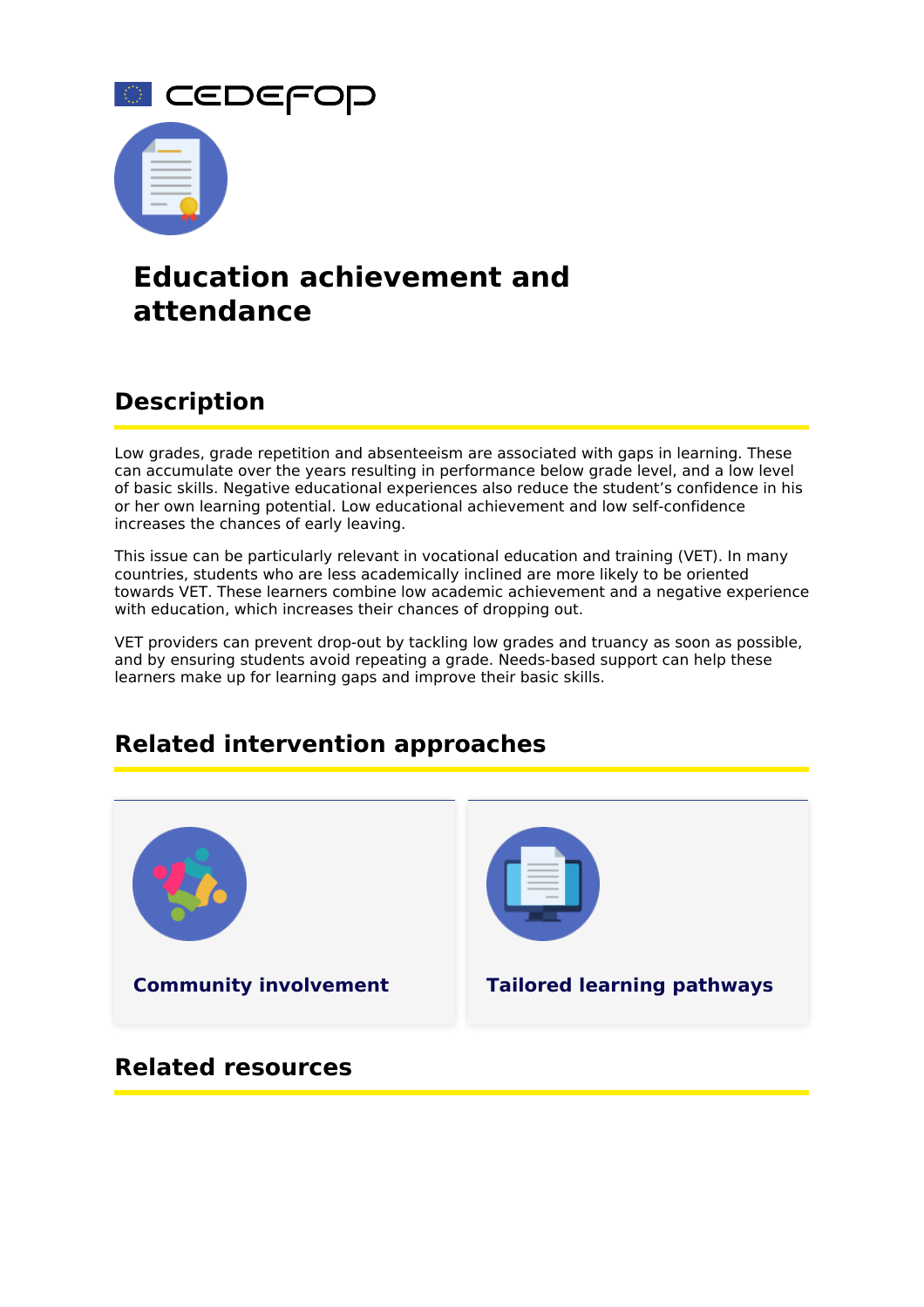cedefop

# Education achievement and attendance

## Description

Low grades, grade repetition and absenteeism are associated with gaps in learning. These can accumulate over the years resulting in performance below grade level, and a low level of basic skills. Negative educational experiences also reduce the student's confidence in his or her own learning potential. Low educational achievement and low self-confidence increases the chances of early leaving.

This issue can be particularly relevant in vocational education and training (VET). In many countries, students who are less academically inclined are more likely to be oriented towards VET. These learners combine low academic achievement and a negative experience with education, which increases their chances of dropping out.

VET providers can prevent drop-out by tackling low grades and truancy as soon as possible, and by ensuring students avoid repeating a grade. Needs-based support can help these learners make up for learning gaps and improve their basic skills.

## Related intervention approaches

**Community involvement**

**Tailored learning pathways**

## Related resources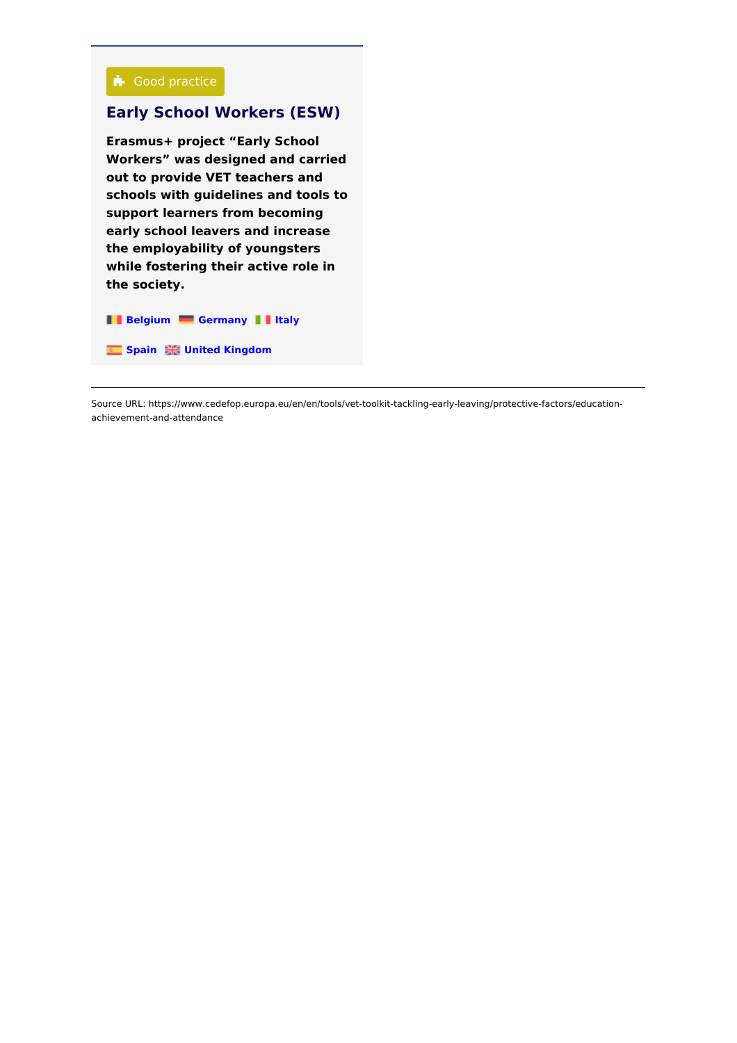Good practice

## Early School Workers (ESW)

**Erasmus+ project “Early School Workers” was designed and carried out to provide VET teachers and schools with guidelines and tools to support learners from becoming early school leavers and increase the employability of youngsters while fostering their active role in the society.**

**Belgium** **Germany** **Italy**

**Spain** **United Kingdom**

---

Source URL: https://www.cedefop.europa.eu/en/en/tools/vet-toolkit-tackling-early-leaving/protective-factors/education-achievement-and-attendance